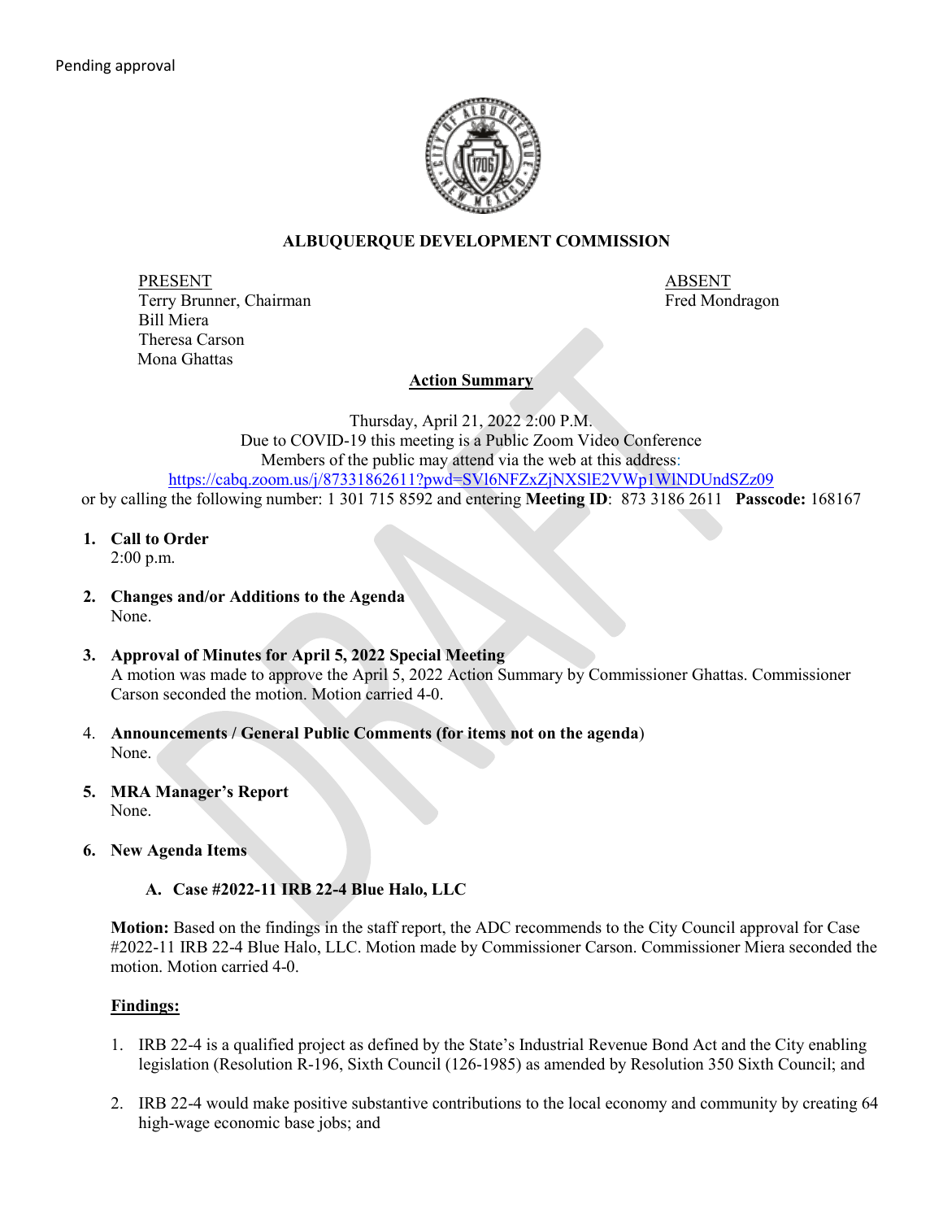Pending approval

## ALBUQUERQUE DEVELOPMENT COMMISSION

| PRESENT | ABSENT |
|---|---|
| Terry Brunner, Chairman | Fred Mondragon |
| Bill Miera | |
| Theresa Carson | |
| Mona Ghattas | |

**Action Summary**

Thursday, April 21, 2022 2:00 P.M.
Due to COVID-19 this meeting is a Public Zoom Video Conference
Members of the public may attend via the web at this address:
https://cabq.zoom.us/j/87331862611?pwd=SVl6NFZxZjNXSlE2VWp1WlNDUndSZz09
or by calling the following number: 1 301 715 8592 and entering **Meeting ID**: 873 3186 2611 **Passcode:** 168167

1. **Call to Order**
   2:00 p.m.

2. **Changes and/or Additions to the Agenda**
   None.

3. **Approval of Minutes for April 5, 2022 Special Meeting**
   A motion was made to approve the April 5, 2022 Action Summary by Commissioner Ghattas. Commissioner Carson seconded the motion. Motion carried 4-0.

4. **Announcements / General Public Comments (for items not on the agenda**)
   None.

5. **MRA Manager's Report**
   None.

6. **New Agenda Items**

   **A. Case #2022-11 IRB 22-4 Blue Halo, LLC**

**Motion:** Based on the findings in the staff report, the ADC recommends to the City Council approval for Case #2022-11 IRB 22-4 Blue Halo, LLC. Motion made by Commissioner Carson. Commissioner Miera seconded the motion. Motion carried 4-0.

**Findings:**

1. IRB 22-4 is a qualified project as defined by the State's Industrial Revenue Bond Act and the City enabling legislation (Resolution R-196, Sixth Council (126-1985) as amended by Resolution 350 Sixth Council; and

2. IRB 22-4 would make positive substantive contributions to the local economy and community by creating 64 high-wage economic base jobs; and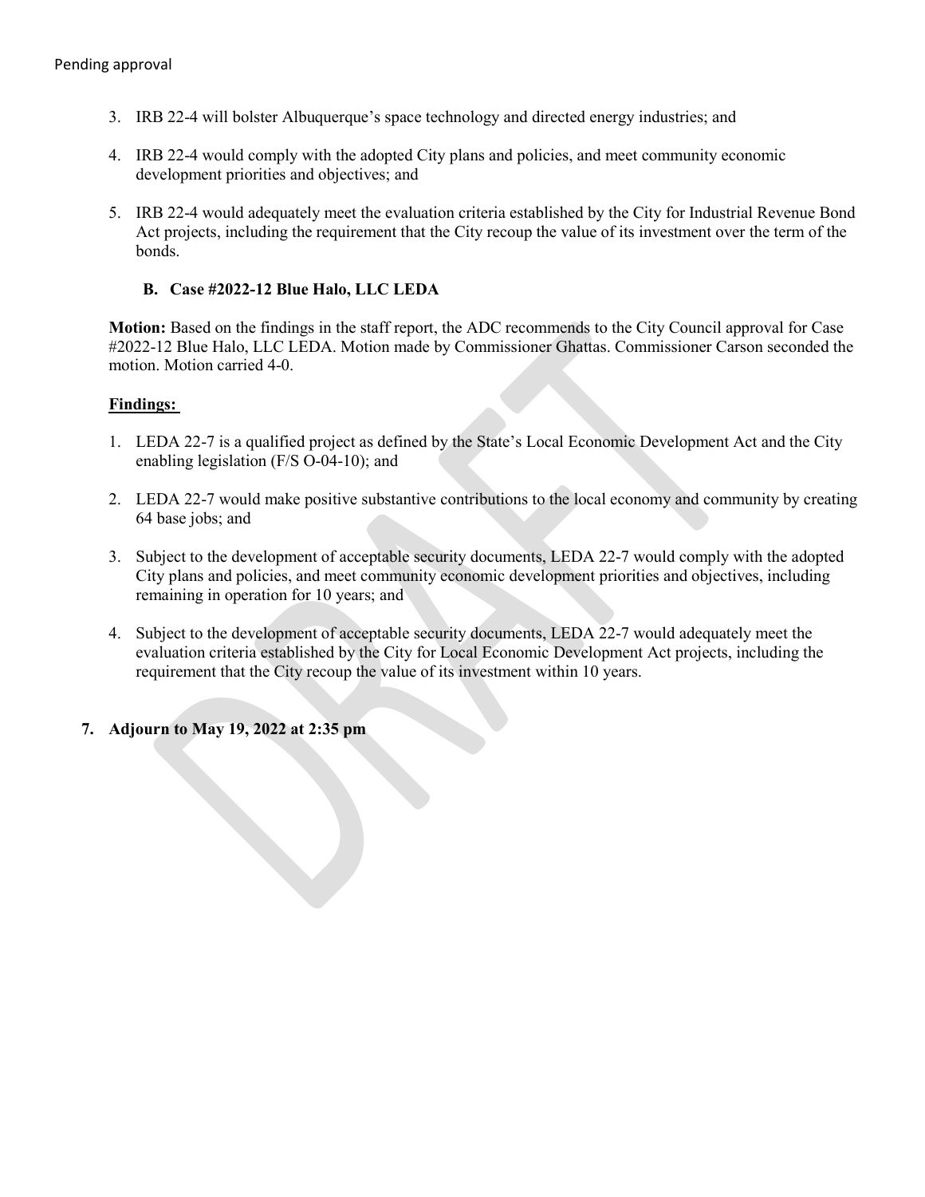Pending approval

3. IRB 22-4 will bolster Albuquerque's space technology and directed energy industries; and

4. IRB 22-4 would comply with the adopted City plans and policies, and meet community economic development priorities and objectives; and

5. IRB 22-4 would adequately meet the evaluation criteria established by the City for Industrial Revenue Bond Act projects, including the requirement that the City recoup the value of its investment over the term of the bonds.

**B. Case #2022-12 Blue Halo, LLC LEDA**

**Motion:** Based on the findings in the staff report, the ADC recommends to the City Council approval for Case #2022-12 Blue Halo, LLC LEDA. Motion made by Commissioner Ghattas. Commissioner Carson seconded the motion. Motion carried 4-0.

**Findings:**

1. LEDA 22-7 is a qualified project as defined by the State's Local Economic Development Act and the City enabling legislation (F/S O-04-10); and

2. LEDA 22-7 would make positive substantive contributions to the local economy and community by creating 64 base jobs; and

3. Subject to the development of acceptable security documents, LEDA 22-7 would comply with the adopted City plans and policies, and meet community economic development priorities and objectives, including remaining in operation for 10 years; and

4. Subject to the development of acceptable security documents, LEDA 22-7 would adequately meet the evaluation criteria established by the City for Local Economic Development Act projects, including the requirement that the City recoup the value of its investment within 10 years.

**7. Adjourn to May 19, 2022 at 2:35 pm**